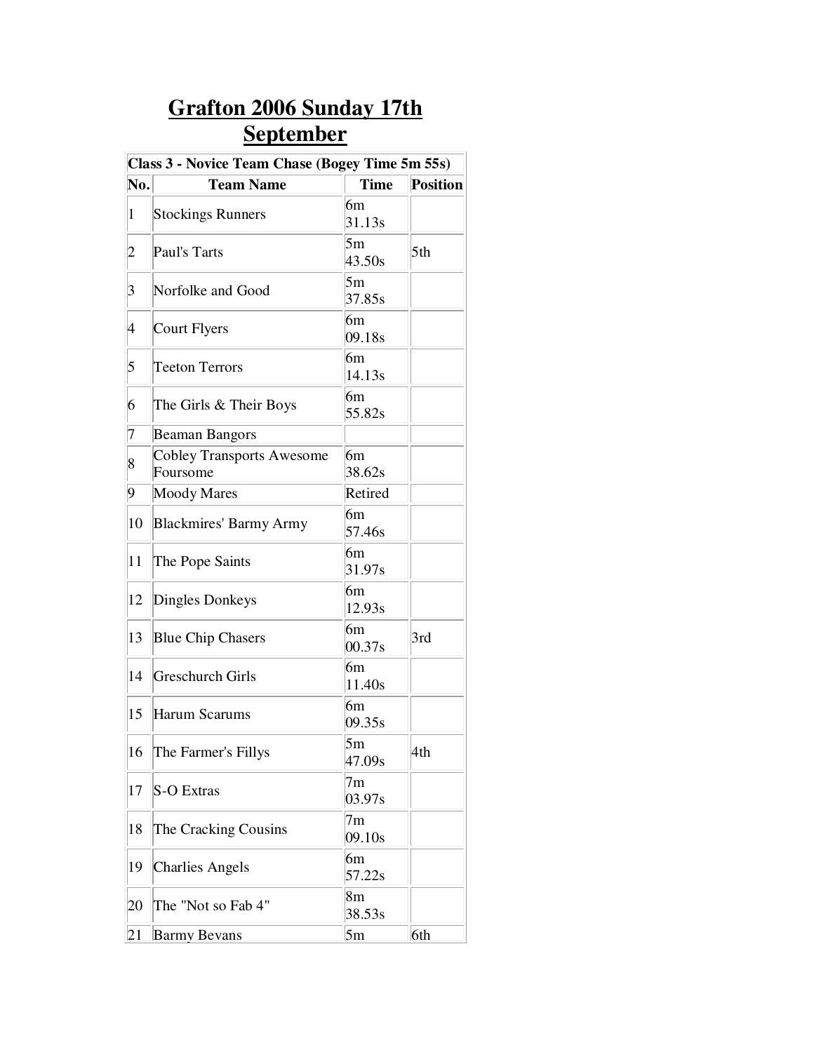# Grafton 2006 Sunday 17th September

| Class 3 - Novice Team Chase (Bogey Time 5m 55s) | | | |
|---|---|---|---|
| **No.** | **Team Name** | **Time** | **Position** |
| 1 | Stockings Runners | 6m 31.13s | |
| 2 | Paul's Tarts | 5m 43.50s | 5th |
| 3 | Norfolke and Good | 5m 37.85s | |
| 4 | Court Flyers | 6m 09.18s | |
| 5 | Teeton Terrors | 6m 14.13s | |
| 6 | The Girls & Their Boys | 6m 55.82s | |
| 7 | Beaman Bangors | | |
| 8 | Cobley Transports Awesome Foursome | 6m 38.62s | |
| 9 | Moody Mares | Retired | |
| 10 | Blackmires' Barmy Army | 6m 57.46s | |
| 11 | The Pope Saints | 6m 31.97s | |
| 12 | Dingles Donkeys | 6m 12.93s | |
| 13 | Blue Chip Chasers | 6m 00.37s | 3rd |
| 14 | Greschurch Girls | 6m 11.40s | |
| 15 | Harum Scarums | 6m 09.35s | |
| 16 | The Farmer's Fillys | 5m 47.09s | 4th |
| 17 | S-O Extras | 7m 03.97s | |
| 18 | The Cracking Cousins | 7m 09.10s | |
| 19 | Charlies Angels | 6m 57.22s | |
| 20 | The "Not so Fab 4" | 8m 38.53s | |
| 21 | Barmy Bevans | 5m | 6th |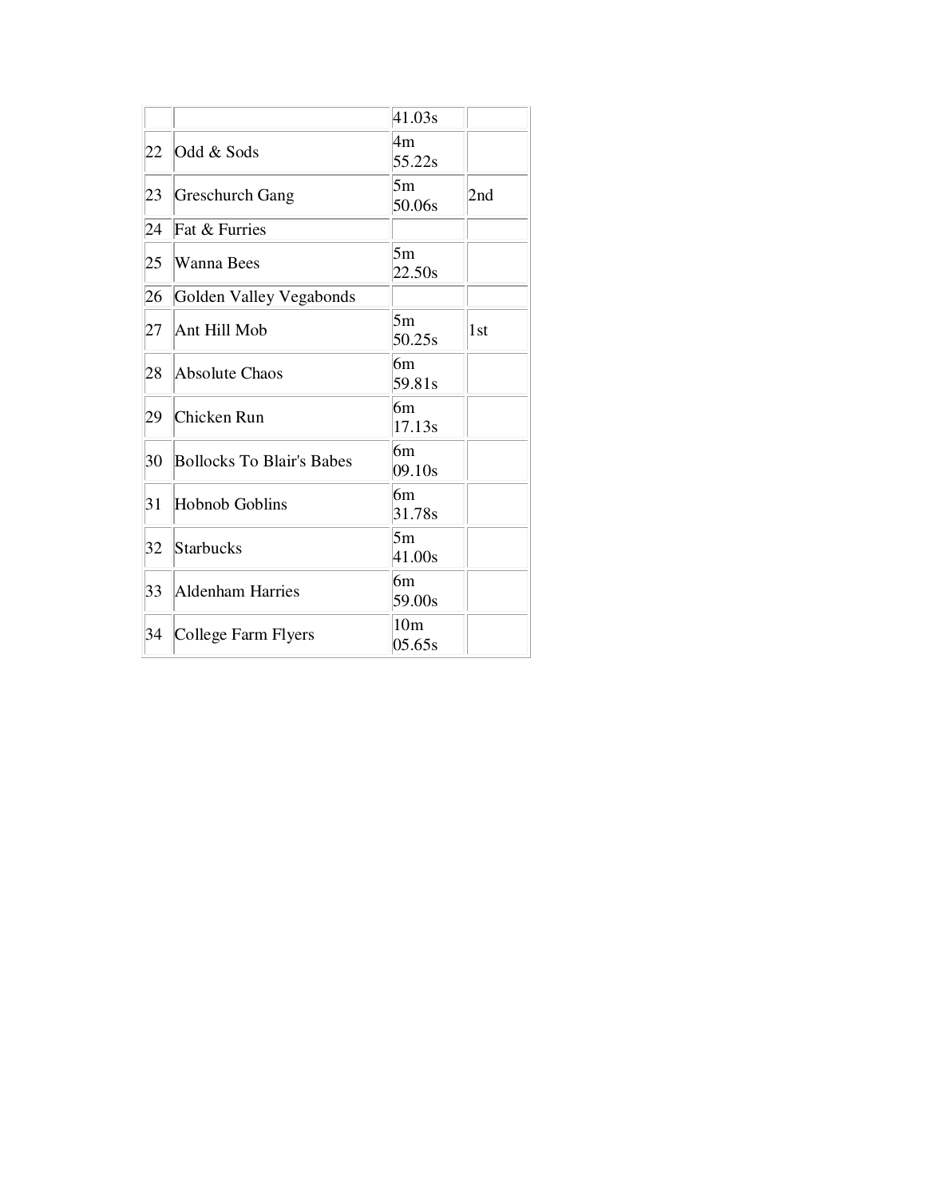|  |  |  |  |
|---|---|---|---|
|  |  | 41.03s |  |
| 22 | Odd & Sods | 4m 55.22s |  |
| 23 | Greschurch Gang | 5m 50.06s | 2nd |
| 24 | Fat & Furries |  |  |
| 25 | Wanna Bees | 5m 22.50s |  |
| 26 | Golden Valley Vegabonds |  |  |
| 27 | Ant Hill Mob | 5m 50.25s | 1st |
| 28 | Absolute Chaos | 6m 59.81s |  |
| 29 | Chicken Run | 6m 17.13s |  |
| 30 | Bollocks To Blair's Babes | 6m 09.10s |  |
| 31 | Hobnob Goblins | 6m 31.78s |  |
| 32 | Starbucks | 5m 41.00s |  |
| 33 | Aldenham Harries | 6m 59.00s |  |
| 34 | College Farm Flyers | 10m 05.65s |  |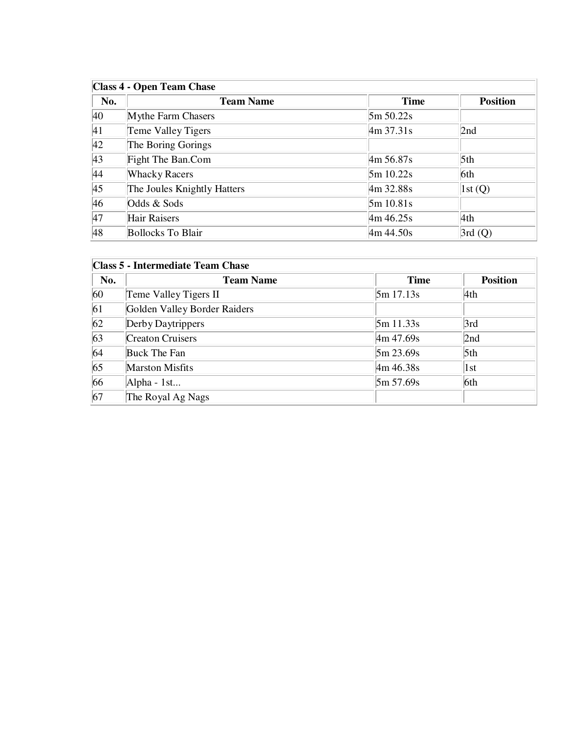| Class 4 - Open Team Chase | | | |
|---|---|---|---|
| **No.** | **Team Name** | **Time** | **Position** |
| 40 | Mythe Farm Chasers | 5m 50.22s | |
| 41 | Teme Valley Tigers | 4m 37.31s | 2nd |
| 42 | The Boring Gorings | | |
| 43 | Fight The Ban.Com | 4m 56.87s | 5th |
| 44 | Whacky Racers | 5m 10.22s | 6th |
| 45 | The Joules Knightly Hatters | 4m 32.88s | 1st (Q) |
| 46 | Odds & Sods | 5m 10.81s | |
| 47 | Hair Raisers | 4m 46.25s | 4th |
| 48 | Bollocks To Blair | 4m 44.50s | 3rd (Q) |

| Class 5 - Intermediate Team Chase | | | |
|---|---|---|---|
| **No.** | **Team Name** | **Time** | **Position** |
| 60 | Teme Valley Tigers II | 5m 17.13s | 4th |
| 61 | Golden Valley Border Raiders | | |
| 62 | Derby Daytrippers | 5m 11.33s | 3rd |
| 63 | Creaton Cruisers | 4m 47.69s | 2nd |
| 64 | Buck The Fan | 5m 23.69s | 5th |
| 65 | Marston Misfits | 4m 46.38s | 1st |
| 66 | Alpha - 1st... | 5m 57.69s | 6th |
| 67 | The Royal Ag Nags | | |